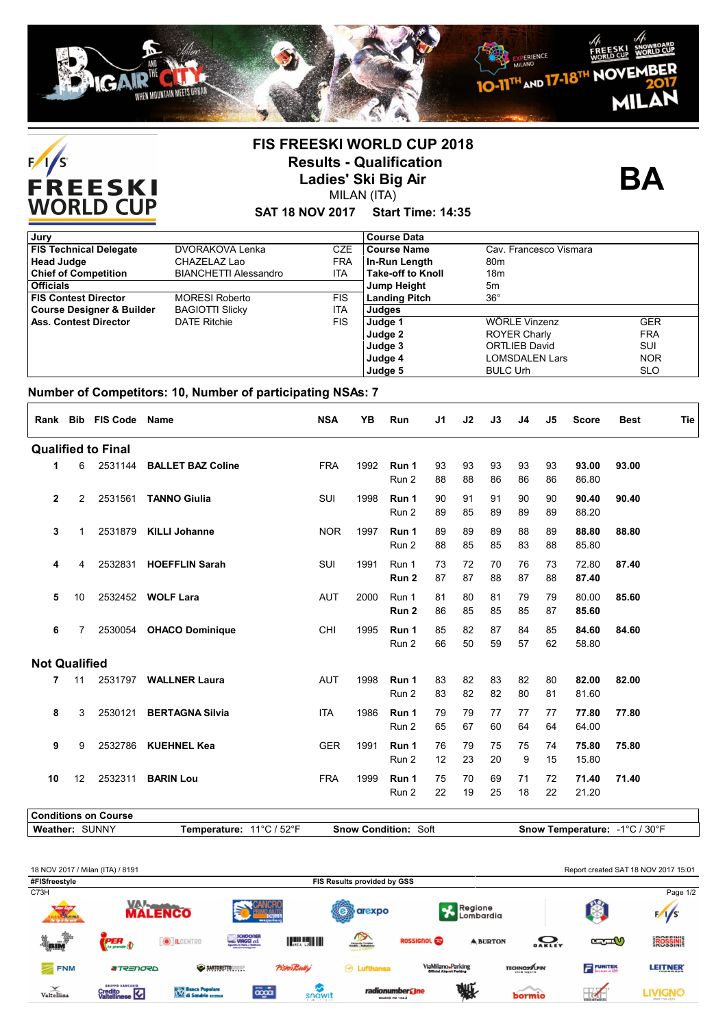# FIS FREESKI WORLD CUP 2018

## Results - Qualification

## Ladies' Ski Big Air

MILAN (ITA)

**SAT 18 NOV 2017 Start Time: 14:35**

**BA**

| Jury | | | Course Data | | |
|---|---|---|---|---|---|
| **FIS Technical Delegate** | DVORAKOVA Lenka | CZE | **Course Name** | Cav. Francesco Vismara | |
| **Head Judge** | CHAZELAZ Lao | FRA | **In-Run Length** | 80m | |
| **Chief of Competition** | BIANCHETTI Alessandro | ITA | **Take-off to Knoll** | 18m | |
| **Officials** | | | **Jump Height** | 5m | |
| **FIS Contest Director** | MORESI Roberto | FIS | **Landing Pitch** | 36° | |
| **Course Designer & Builder** | BAGIOTTI Slicky | ITA | **Judges** | | |
| **Ass. Contest Director** | DATE Ritchie | FIS | **Judge 1** | WÖRLE Vinzenz | GER |
| | | | **Judge 2** | ROYER Charly | FRA |
| | | | **Judge 3** | ORTLIEB David | SUI |
| | | | **Judge 4** | LOMSDALEN Lars | NOR |
| | | | **Judge 5** | BULC Urh | SLO |

**Number of Competitors: 10, Number of participating NSAs: 7**

| Rank | Bib | FIS Code | Name | NSA | YB | Run | J1 | J2 | J3 | J4 | J5 | Score | Best | Tie |
|---|---|---|---|---|---|---|---|---|---|---|---|---|---|---|
| **Qualified to Final** | | | | | | | | | | | | | | |
| 1 | 6 | 2531144 | **BALLET BAZ Coline** | FRA | 1992 | **Run 1** | 93 | 93 | 93 | 93 | 93 | **93.00** | **93.00** | |
| | | | | | | Run 2 | 88 | 88 | 86 | 86 | 86 | 86.80 | | |
| 2 | 2 | 2531561 | **TANNO Giulia** | SUI | 1998 | **Run 1** | 90 | 91 | 91 | 90 | 90 | **90.40** | **90.40** | |
| | | | | | | Run 2 | 89 | 85 | 89 | 89 | 89 | 88.20 | | |
| 3 | 1 | 2531879 | **KILLI Johanne** | NOR | 1997 | **Run 1** | 89 | 89 | 89 | 88 | 89 | **88.80** | **88.80** | |
| | | | | | | Run 2 | 88 | 85 | 85 | 83 | 88 | 85.80 | | |
| 4 | 4 | 2532831 | **HOEFFLIN Sarah** | SUI | 1991 | Run 1 | 73 | 72 | 70 | 76 | 73 | 72.80 | **87.40** | |
| | | | | | | **Run 2** | 87 | 87 | 88 | 87 | 88 | **87.40** | | |
| 5 | 10 | 2532452 | **WOLF Lara** | AUT | 2000 | Run 1 | 81 | 80 | 81 | 79 | 79 | 80.00 | **85.60** | |
| | | | | | | **Run 2** | 86 | 85 | 85 | 85 | 87 | **85.60** | | |
| 6 | 7 | 2530054 | **OHACO Dominique** | CHI | 1995 | **Run 1** | 85 | 82 | 87 | 84 | 85 | **84.60** | **84.60** | |
| | | | | | | Run 2 | 66 | 50 | 59 | 57 | 62 | 58.80 | | |
| **Not Qualified** | | | | | | | | | | | | | | |
| 7 | 11 | 2531797 | **WALLNER Laura** | AUT | 1998 | **Run 1** | 83 | 82 | 83 | 82 | 80 | **82.00** | **82.00** | |
| | | | | | | Run 2 | 83 | 82 | 82 | 80 | 81 | 81.60 | | |
| 8 | 3 | 2530121 | **BERTAGNA Silvia** | ITA | 1986 | **Run 1** | 79 | 79 | 77 | 77 | 77 | **77.80** | **77.80** | |
| | | | | | | Run 2 | 65 | 67 | 60 | 64 | 64 | 64.00 | | |
| 9 | 9 | 2532786 | **KUEHNEL Kea** | GER | 1991 | **Run 1** | 76 | 79 | 75 | 75 | 74 | **75.80** | **75.80** | |
| | | | | | | Run 2 | 12 | 23 | 20 | 9 | 15 | 15.80 | | |
| 10 | 12 | 2532311 | **BARIN Lou** | FRA | 1999 | **Run 1** | 75 | 70 | 69 | 71 | 72 | **71.40** | **71.40** | |
| | | | | | | Run 2 | 22 | 19 | 25 | 18 | 22 | 21.20 | | |

| Conditions on Course | | | |
|---|---|---|---|
| **Weather:** SUNNY | **Temperature:** 11°C / 52°F | **Snow Condition:** Soft | **Snow Temperature:** -1°C / 30°F |

18 NOV 2017 / Milan (ITA) / 8191 — Report created SAT 18 NOV 2017 15:01

#FISfreestyle — FIS Results provided by GSS

C73H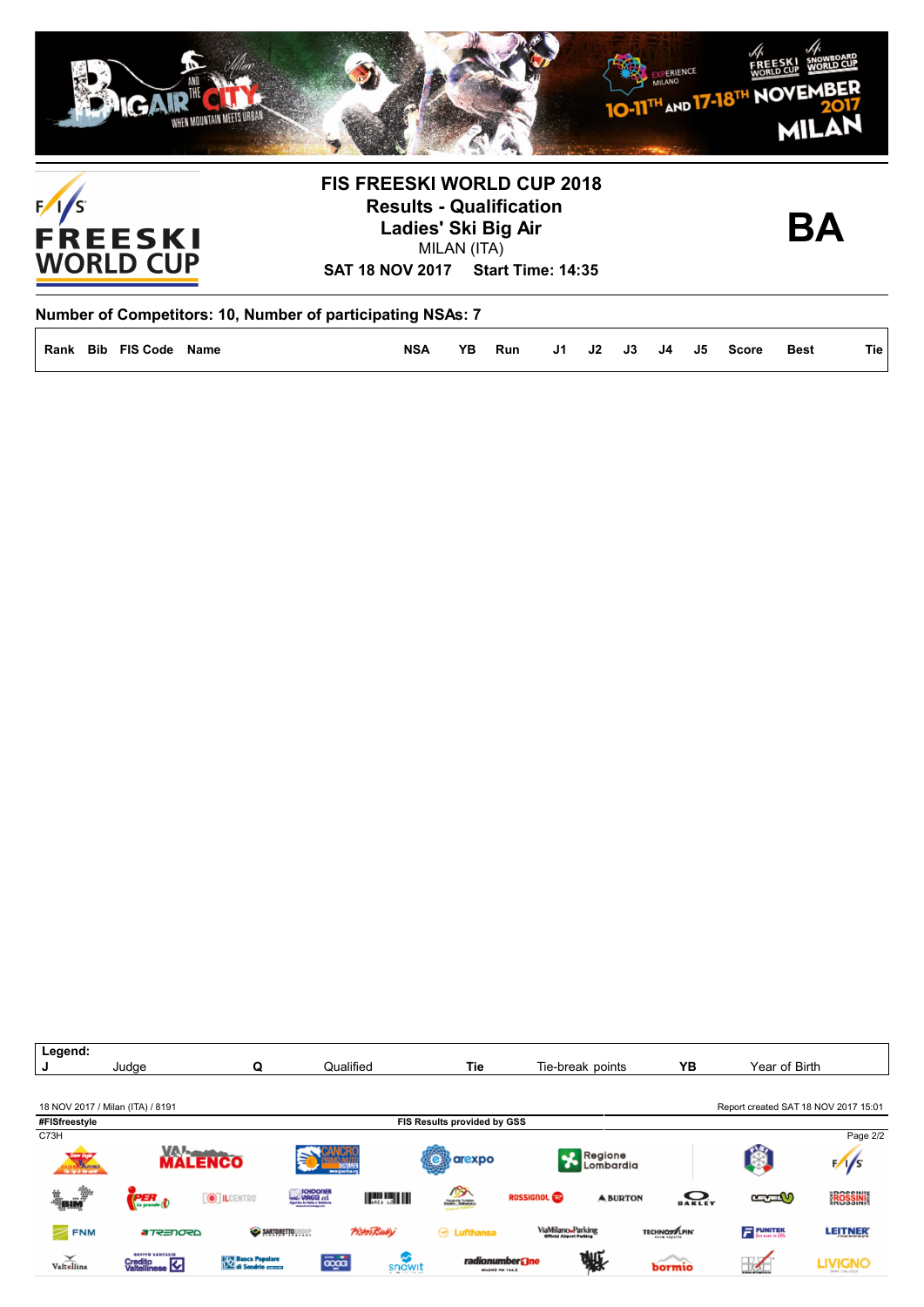# FIS FREESKI WORLD CUP 2018

## Results - Qualification

## Ladies' Ski Big Air

MILAN (ITA)

**SAT 18 NOV 2017 Start Time: 14:35**

**BA**

**Number of Competitors: 10, Number of participating NSAs: 7**

| Rank | Bib | FIS Code | Name | NSA | YB | Run | J1 | J2 | J3 | J4 | J5 | Score | Best | Tie |
|---|---|---|---|---|---|---|---|---|---|---|---|---|---|---|

**Legend:**

| | | | | | | | |
|---|---|---|---|---|---|---|---|
| J | Judge | Q | Qualified | Tie | Tie-break points | YB | Year of Birth |

18 NOV 2017 / Milan (ITA) / 8191

Report created SAT 18 NOV 2017 15:01

#FISfreestyle

FIS Results provided by GSS

C73H